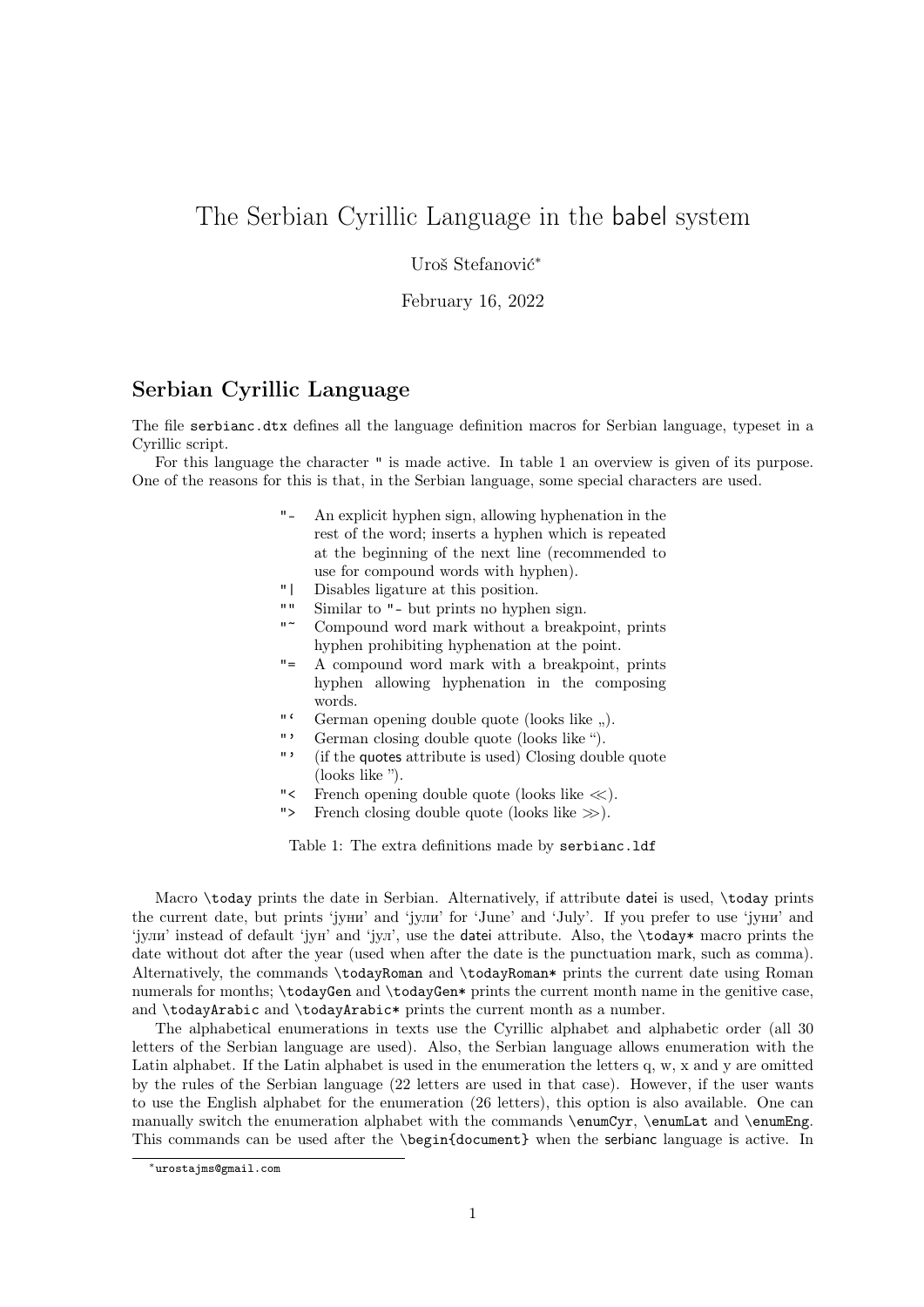# The Serbian Cyrillic Language in the babel system

Uroš Stefanović*

February 16, 2022

## Serbian Cyrillic Language

The file `serbianc.dtx` defines all the language definition macros for Serbian language, typeset in a Cyrillic script.

For this language the character `"` is made active. In table 1 an overview is given of its purpose. One of the reasons for this is that, in the Serbian language, some special characters are used.

| | |
|---|---|
| `"-` | An explicit hyphen sign, allowing hyphenation in the rest of the word; inserts a hyphen which is repeated at the beginning of the next line (recommended to use for compound words with hyphen). |
| `"\|` | Disables ligature at this position. |
| `""` | Similar to `"-` but prints no hyphen sign. |
| `"~` | Compound word mark without a breakpoint, prints hyphen prohibiting hyphenation at the point. |
| `"=` | A compound word mark with a breakpoint, prints hyphen allowing hyphenation in the composing words. |
| `"‘` | German opening double quote (looks like „). |
| `"’` | German closing double quote (looks like “). |
| `"’` | (if the quotes attribute is used) Closing double quote (looks like ”). |
| `"<` | French opening double quote (looks like ≪). |
| `">` | French closing double quote (looks like ≫). |

Table 1: The extra definitions made by `serbianc.ldf`

Macro `\today` prints the date in Serbian. Alternatively, if attribute datei is used, `\today` prints the current date, but prints ‘јуни’ and ‘јули’ for ‘June’ and ‘July’. If you prefer to use ‘јуни’ and ‘јули’ instead of default ‘јун’ and ‘јул’, use the datei attribute. Also, the `\today*` macro prints the date without dot after the year (used when after the date is the punctuation mark, such as comma). Alternatively, the commands `\todayRoman` and `\todayRoman*` prints the current date using Roman numerals for months; `\todayGen` and `\todayGen*` prints the current month name in the genitive case, and `\todayArabic` and `\todayArabic*` prints the current month as a number.

The alphabetical enumerations in texts use the Cyrillic alphabet and alphabetic order (all 30 letters of the Serbian language are used). Also, the Serbian language allows enumeration with the Latin alphabet. If the Latin alphabet is used in the enumeration the letters q, w, x and y are omitted by the rules of the Serbian language (22 letters are used in that case). However, if the user wants to use the English alphabet for the enumeration (26 letters), this option is also available. One can manually switch the enumeration alphabet with the commands `\enumCyr`, `\enumLat` and `\enumEng`. This commands can be used after the `\begin{document}` when the serbianc language is active. In

*urostajms@gmail.com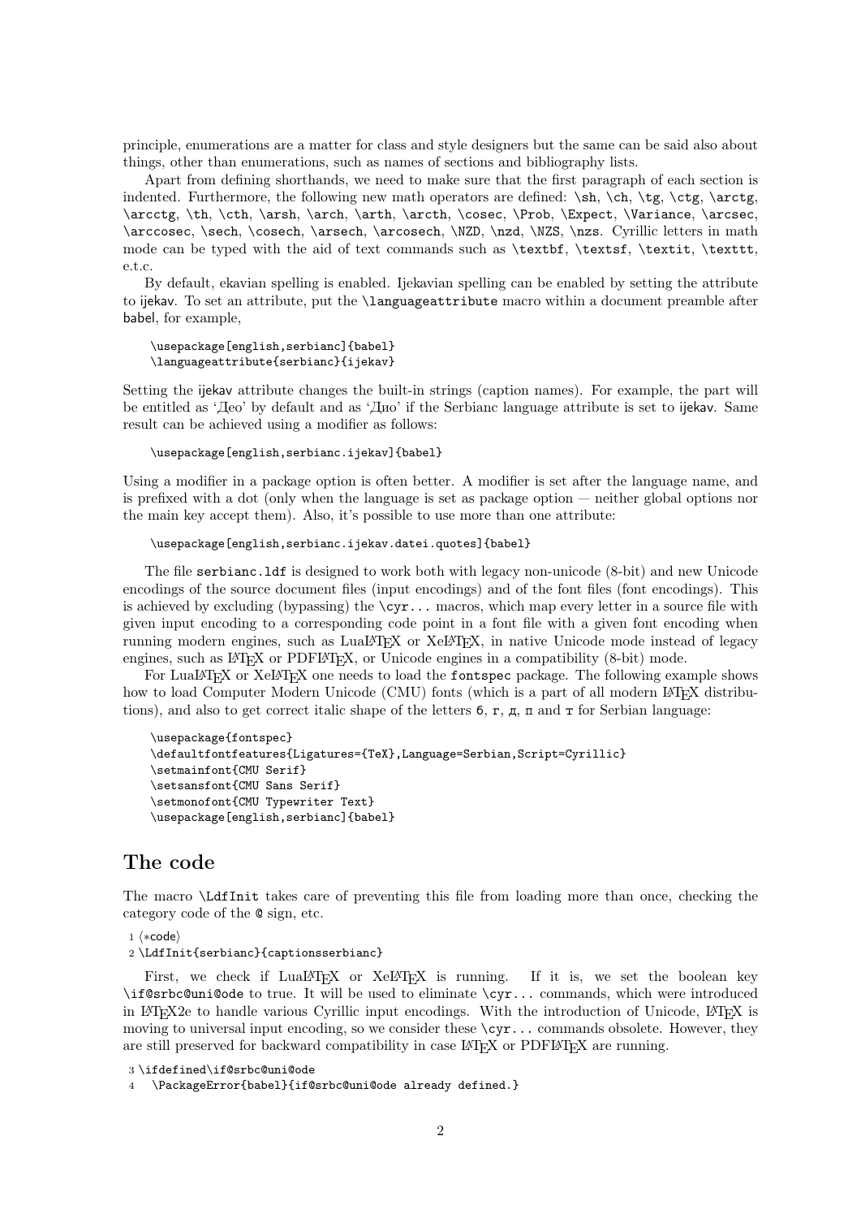principle, enumerations are a matter for class and style designers but the same can be said also about things, other than enumerations, such as names of sections and bibliography lists.

Apart from defining shorthands, we need to make sure that the first paragraph of each section is indented. Furthermore, the following new math operators are defined: `\sh`, `\ch`, `\tg`, `\ctg`, `\arctg`, `\arcctg`, `\th`, `\cth`, `\arsh`, `\arch`, `\arth`, `\arcth`, `\cosec`, `\Prob`, `\Expect`, `\Variance`, `\arcsec`, `\arccosec`, `\sech`, `\cosech`, `\arsech`, `\arcosech`, `\NZD`, `\nzd`, `\NZS`, `\nzs`. Cyrillic letters in math mode can be typed with the aid of text commands such as `\textbf`, `\textsf`, `\textit`, `\texttt`, e.t.c.

By default, ekavian spelling is enabled. Ijekavian spelling can be enabled by setting the attribute to ijekav. To set an attribute, put the `\languageattribute` macro within a document preamble after babel, for example,

```
\usepackage[english,serbianc]{babel}
\languageattribute{serbianc}{ijekav}
```

Setting the ijekav attribute changes the built-in strings (caption names). For example, the part will be entitled as 'Део' by default and as 'Дио' if the Serbianc language attribute is set to ijekav. Same result can be achieved using a modifier as follows:

```
\usepackage[english,serbianc.ijekav]{babel}
```

Using a modifier in a package option is often better. A modifier is set after the language name, and is prefixed with a dot (only when the language is set as package option — neither global options nor the main key accept them). Also, it's possible to use more than one attribute:

```
\usepackage[english,serbianc.ijekav.datei.quotes]{babel}
```

The file `serbianc.ldf` is designed to work both with legacy non-unicode (8-bit) and new Unicode encodings of the source document files (input encodings) and of the font files (font encodings). This is achieved by excluding (bypassing) the `\cyr...` macros, which map every letter in a source file with given input encoding to a corresponding code point in a font file with a given font encoding when running modern engines, such as LuaLaTeX or XeLaTeX, in native Unicode mode instead of legacy engines, such as LaTeX or PDFLaTeX, or Unicode engines in a compatibility (8-bit) mode.

For LuaLaTeX or XeLaTeX one needs to load the `fontspec` package. The following example shows how to load Computer Modern Unicode (CMU) fonts (which is a part of all modern LaTeX distributions), and also to get correct italic shape of the letters б, г, д, п and т for Serbian language:

```
\usepackage{fontspec}
\defaultfontfeatures{Ligatures={TeX},Language=Serbian,Script=Cyrillic}
\setmainfont{CMU Serif}
\setsansfont{CMU Sans Serif}
\setmonofont{CMU Typewriter Text}
\usepackage[english,serbianc]{babel}
```

## The code

The macro `\LdfInit` takes care of preventing this file from loading more than once, checking the category code of the @ sign, etc.

```
1 ⟨*code⟩
2 \LdfInit{serbianc}{captionsserbianc}
```

First, we check if LuaLaTeX or XeLaTeX is running. If it is, we set the boolean key `\if@srbc@uni@ode` to true. It will be used to eliminate `\cyr...` commands, which were introduced in LaTeX2e to handle various Cyrillic input encodings. With the introduction of Unicode, LaTeX is moving to universal input encoding, so we consider these `\cyr...` commands obsolete. However, they are still preserved for backward compatibility in case LaTeX or PDFLaTeX are running.

```
3 \ifdefined\if@srbc@uni@ode
4   \PackageError{babel}{if@srbc@uni@ode already defined.}
```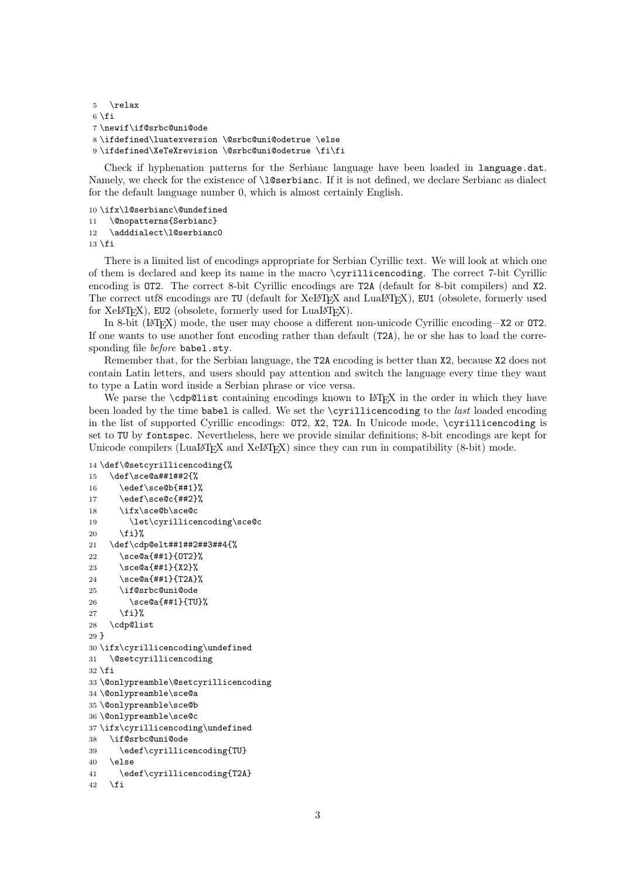```
5   \relax
6 \fi
7 \newif\if@srbc@uni@ode
8 \ifdefined\luatexversion \@srbc@uni@odetrue \else
9 \ifdefined\XeTeXrevision \@srbc@uni@odetrue \fi\fi
```

Check if hyphenation patterns for the Serbianc language have been loaded in `language.dat`. Namely, we check for the existence of `\l@serbianc`. If it is not defined, we declare Serbianc as dialect for the default language number 0, which is almost certainly English.

```
10 \ifx\l@serbianc\@undefined
11   \@nopatterns{Serbianc}
12   \adddialect\l@serbianc0
13 \fi
```

There is a limited list of encodings appropriate for Serbian Cyrillic text. We will look at which one of them is declared and keep its name in the macro `\cyrillicencoding`. The correct 7-bit Cyrillic encoding is `OT2`. The correct 8-bit Cyrillic encodings are `T2A` (default for 8-bit compilers) and `X2`. The correct utf8 encodings are `TU` (default for XeLaTeX and LuaLaTeX), `EU1` (obsolete, formerly used for XeLaTeX), `EU2` (obsolete, formerly used for LuaLaTeX).

In 8-bit (LaTeX) mode, the user may choose a different non-unicode Cyrillic encoding—`X2` or `OT2`. If one wants to use another font encoding rather than default (`T2A`), he or she has to load the corresponding file *before* `babel.sty`.

Remember that, for the Serbian language, the `T2A` encoding is better than `X2`, because `X2` does not contain Latin letters, and users should pay attention and switch the language every time they want to type a Latin word inside a Serbian phrase or vice versa.

We parse the `\cdp@list` containing encodings known to LaTeX in the order in which they have been loaded by the time `babel` is called. We set the `\cyrillicencoding` to the *last* loaded encoding in the list of supported Cyrillic encodings: `OT2`, `X2`, `T2A`. In Unicode mode, `\cyrillicencoding` is set to `TU` by `fontspec`. Nevertheless, here we provide similar definitions; 8-bit encodings are kept for Unicode compilers (LuaLaTeX and XeLaTeX) since they can run in compatibility (8-bit) mode.

```
14 \def\@setcyrillicencoding{%
15   \def\sce@a##1##2{%
16     \edef\sce@b{##1}%
17     \edef\sce@c{##2}%
18     \ifx\sce@b\sce@c
19       \let\cyrillicencoding\sce@c
20     \fi}%
21   \def\cdp@elt##1##2##3##4{%
22     \sce@a{##1}{OT2}%
23     \sce@a{##1}{X2}%
24     \sce@a{##1}{T2A}%
25     \if@srbc@uni@ode
26       \sce@a{##1}{TU}%
27     \fi}%
28   \cdp@list
29 }
30 \ifx\cyrillicencoding\undefined
31   \@setcyrillicencoding
32 \fi
33 \@onlypreamble\@setcyrillicencoding
34 \@onlypreamble\sce@a
35 \@onlypreamble\sce@b
36 \@onlypreamble\sce@c
37 \ifx\cyrillicencoding\undefined
38   \if@srbc@uni@ode
39     \edef\cyrillicencoding{TU}
40   \else
41     \edef\cyrillicencoding{T2A}
42   \fi
```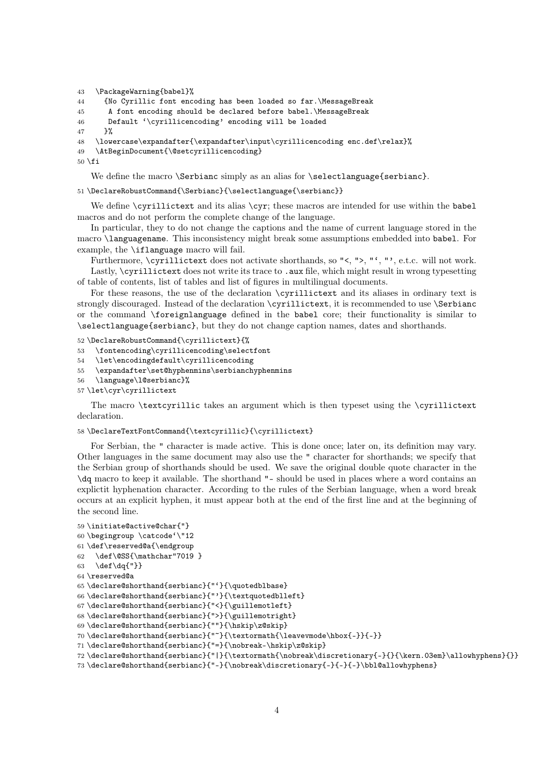```
43   \PackageWarning{babel}%
44     {No Cyrillic font encoding has been loaded so far.\MessageBreak
45      A font encoding should be declared before babel.\MessageBreak
46      Default `\cyrillicencoding' encoding will be loaded
47     }%
48   \lowercase\expandafter{\expandafter\input\cyrillicencoding enc.def\relax}%
49   \AtBeginDocument{\@setcyrillicencoding}
50 \fi
```

We define the macro \Serbianc simply as an alias for \selectlanguage{serbianc}.

```
51 \DeclareRobustCommand{\Serbianc}{\selectlanguage{\serbianc}}
```

We define \cyrillictext and its alias \cyr; these macros are intended for use within the babel macros and do not perform the complete change of the language.

In particular, they to do not change the captions and the name of current language stored in the macro \languagename. This inconsistency might break some assumptions embedded into babel. For example, the \iflanguage macro will fail.

Furthermore, \cyrillictext does not activate shorthands, so "<, ">, "`, "', e.t.c. will not work.

Lastly, \cyrillictext does not write its trace to .aux file, which might result in wrong typesetting of table of contents, list of tables and list of figures in multilingual documents.

For these reasons, the use of the declaration \cyrillictext and its aliases in ordinary text is strongly discouraged. Instead of the declaration \cyrillictext, it is recommended to use \Serbianc or the command \foreignlanguage defined in the babel core; their functionality is similar to \selectlanguage{serbianc}, but they do not change caption names, dates and shorthands.

```
52 \DeclareRobustCommand{\cyrillictext}{%
53   \fontencoding\cyrillicencoding\selectfont
54   \let\encodingdefault\cyrillicencoding
55   \expandafter\set@hyphenmins\serbianchyphenmins
56   \language\l@serbianc}%
57 \let\cyr\cyrillictext
```

The macro \textcyrillic takes an argument which is then typeset using the \cyrillictext declaration.

```
58 \DeclareTextFontCommand{\textcyrillic}{\cyrillictext}
```

For Serbian, the " character is made active. This is done once; later on, its definition may vary. Other languages in the same document may also use the " character for shorthands; we specify that the Serbian group of shorthands should be used. We save the original double quote character in the \dq macro to keep it available. The shorthand "- should be used in places where a word contains an explictit hyphenation character. According to the rules of the Serbian language, when a word break occurs at an explicit hyphen, it must appear both at the end of the first line and at the beginning of the second line.

```
59 \initiate@active@char{"}
60 \begingroup \catcode`\"12
61 \def\reserved@a{\endgroup
62   \def\@SS{\mathchar"7019 }
63   \def\dq{"}}
64 \reserved@a
65 \declare@shorthand{serbianc}{"`}{\quotedblbase}
66 \declare@shorthand{serbianc}{"'}{\textquotedblleft}
67 \declare@shorthand{serbianc}{"<}{\guillemotleft}
68 \declare@shorthand{serbianc}{">}{\guillemotright}
69 \declare@shorthand{serbianc}{""}{\hskip\z@skip}
70 \declare@shorthand{serbianc}{"~}{\textormath{\leavevmode\hbox{-}}{-}}
71 \declare@shorthand{serbianc}{"=}{\nobreak-\hskip\z@skip}
72 \declare@shorthand{serbianc}{"|}{\textormath{\nobreak\discretionary{-}{}{\kern.03em}\allowhyphens}{}}
73 \declare@shorthand{serbianc}{"-}{\nobreak\discretionary{-}{-}{-}\bbl@allowhyphens}
```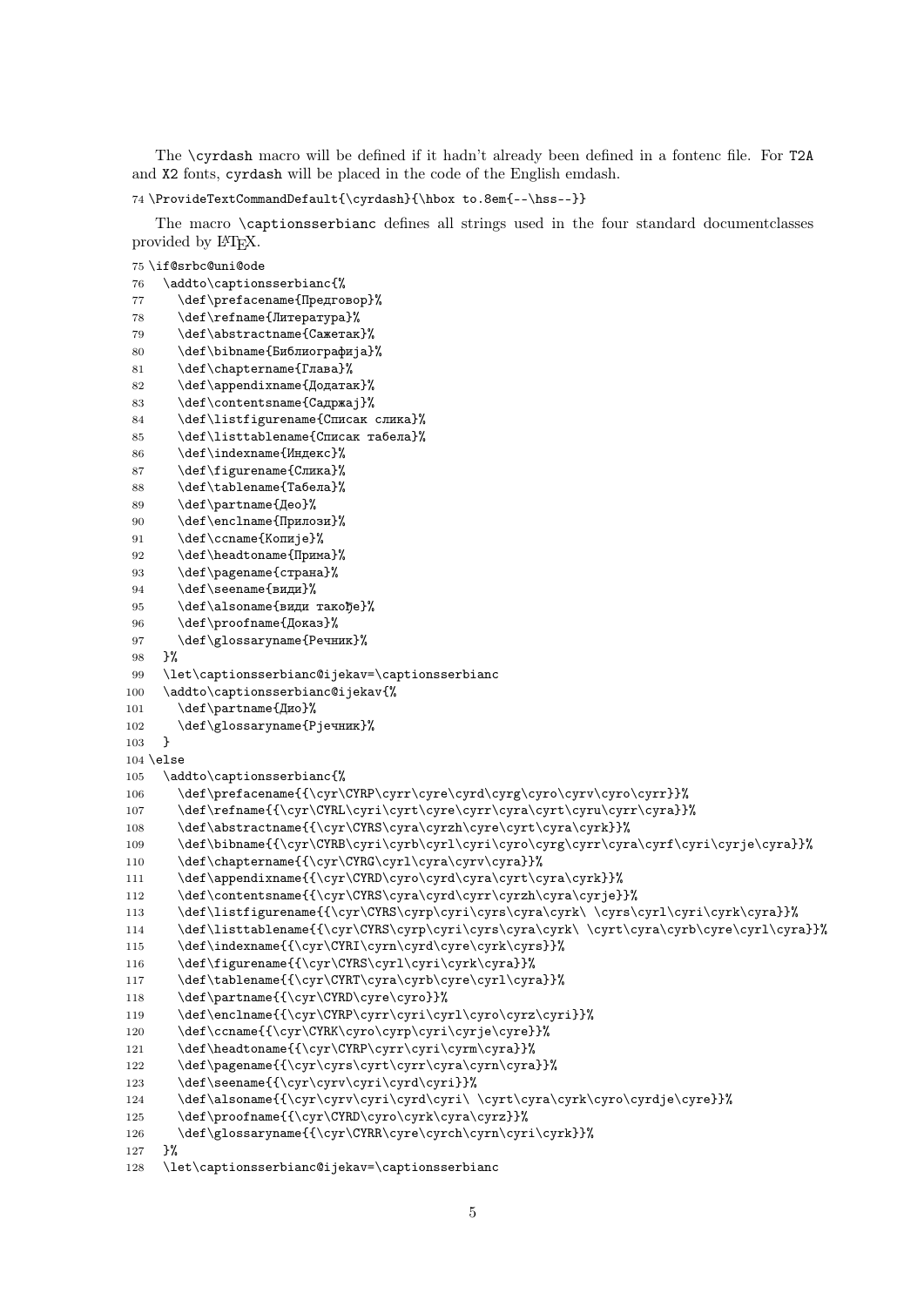The `\cyrdash` macro will be defined if it hadn't already been defined in a fontenc file. For `T2A` and `X2` fonts, `cyrdash` will be placed in the code of the English emdash.

```
74 \ProvideTextCommandDefault{\cyrdash}{\hbox to.8em{--\hss--}}
```

The macro `\captionsserbianc` defines all strings used in the four standard documentclasses provided by LaTeX.

```
75 \if@srbc@uni@ode
76   \addto\captionsserbianc{%
77     \def\prefacename{Предговор}%
78     \def\refname{Литература}%
79     \def\abstractname{Сажетак}%
80     \def\bibname{Библиографија}%
81     \def\chaptername{Глава}%
82     \def\appendixname{Додатак}%
83     \def\contentsname{Садржај}%
84     \def\listfigurename{Списак слика}%
85     \def\listtablename{Списак табела}%
86     \def\indexname{Индекс}%
87     \def\figurename{Слика}%
88     \def\tablename{Табела}%
89     \def\partname{Део}%
90     \def\enclname{Прилози}%
91     \def\ccname{Копије}%
92     \def\headtoname{Прима}%
93     \def\pagename{страна}%
94     \def\seename{види}%
95     \def\alsoname{види такође}%
96     \def\proofname{Доказ}%
97     \def\glossaryname{Речник}%
98   }%
99   \let\captionsserbianc@ijekav=\captionsserbianc
100  \addto\captionsserbianc@ijekav{%
101    \def\partname{Дио}%
102    \def\glossaryname{Рјечник}%
103  }
104 \else
105   \addto\captionsserbianc{%
106     \def\prefacename{{\cyr\CYRP\cyrr\cyre\cyrd\cyrg\cyro\cyrv\cyro\cyrr}}%
107     \def\refname{{\cyr\CYRL\cyri\cyrt\cyre\cyrr\cyra\cyrt\cyru\cyrr\cyra}}%
108     \def\abstractname{{\cyr\CYRS\cyra\cyrzh\cyre\cyrt\cyra\cyrk}}%
109     \def\bibname{{\cyr\CYRB\cyri\cyrb\cyrl\cyri\cyro\cyrg\cyrr\cyra\cyrf\cyri\cyrje\cyra}}%
110     \def\chaptername{{\cyr\CYRG\cyrl\cyra\cyrv\cyra}}%
111     \def\appendixname{{\cyr\CYRD\cyro\cyrd\cyra\cyrt\cyra\cyrk}}%
112     \def\contentsname{{\cyr\CYRS\cyra\cyrd\cyrr\cyrzh\cyra\cyrje}}%
113     \def\listfigurename{{\cyr\CYRS\cyrp\cyri\cyrs\cyra\cyrk\ \cyrs\cyrl\cyri\cyrk\cyra}}%
114     \def\listtablename{{\cyr\CYRS\cyrp\cyri\cyrs\cyra\cyrk\ \cyrt\cyra\cyrb\cyre\cyrl\cyra}}%
115     \def\indexname{{\cyr\CYRI\cyrn\cyrd\cyre\cyrk\cyrs}}%
116     \def\figurename{{\cyr\CYRS\cyrl\cyri\cyrk\cyra}}%
117     \def\tablename{{\cyr\CYRT\cyra\cyrb\cyre\cyrl\cyra}}%
118     \def\partname{{\cyr\CYRD\cyre\cyro}}%
119     \def\enclname{{\cyr\CYRP\cyrr\cyri\cyrl\cyro\cyrz\cyri}}%
120     \def\ccname{{\cyr\CYRK\cyro\cyrp\cyri\cyrje\cyre}}%
121     \def\headtoname{{\cyr\CYRP\cyrr\cyri\cyrm\cyra}}%
122     \def\pagename{{\cyr\cyrs\cyrt\cyrr\cyra\cyrn\cyra}}%
123     \def\seename{{\cyr\cyrv\cyri\cyrd\cyri}}%
124     \def\alsoname{{\cyr\cyrv\cyri\cyrd\cyri\ \cyrt\cyra\cyrk\cyro\cyrdje\cyre}}%
125     \def\proofname{{\cyr\CYRD\cyro\cyrk\cyra\cyrz}}%
126     \def\glossaryname{{\cyr\CYRR\cyre\cyrch\cyrn\cyri\cyrk}}%
127   }%
128   \let\captionsserbianc@ijekav=\captionsserbianc
```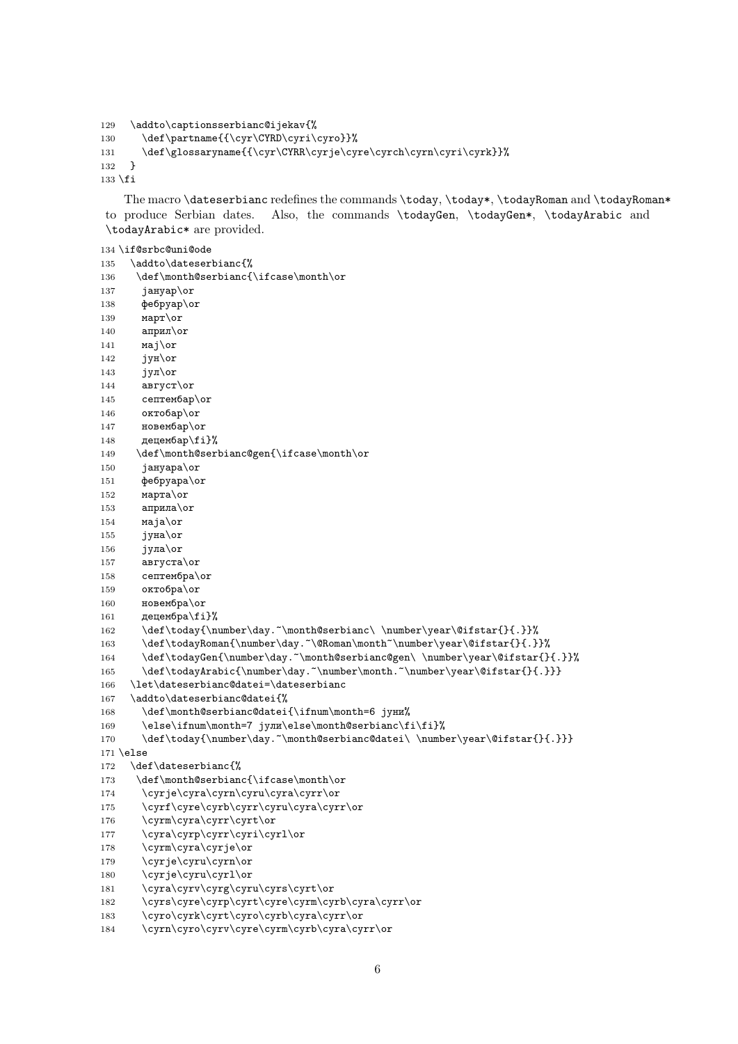```
129   \addto\captionsserbianc@ijekav{%
130     \def\partname{{\cyr\CYRD\cyri\cyro}}%
131     \def\glossaryname{{\cyr\CYRR\cyrje\cyre\cyrch\cyrn\cyri\cyrk}}%
132   }
133 \fi
```

The macro `\dateserbianc` redefines the commands `\today`, `\today*`, `\todayRoman` and `\todayRoman*` to produce Serbian dates. Also, the commands `\todayGen`, `\todayGen*`, `\todayArabic` and `\todayArabic*` are provided.

```
134 \if@srbc@uni@ode
135   \addto\dateserbianc{%
136    \def\month@serbianc{\ifcase\month\or
137     јануар\or
138     фебруар\or
139     март\or
140     април\or
141     мај\or
142     јун\or
143     јул\or
144     август\or
145     септембар\or
146     октобар\or
147     новембар\or
148     децембар\fi}%
149    \def\month@serbianc@gen{\ifcase\month\or
150     јануара\or
151     фебруара\or
152     марта\or
153     априла\or
154     маја\or
155     јуна\or
156     јула\or
157     августа\or
158     септембра\or
159     октобра\or
160     новембра\or
161     децембра\fi}%
162     \def\today{\number\day.~\month@serbianc\ \number\year\@ifstar{}{.}}%
163     \def\todayRoman{\number\day.~\@Roman\month~\number\year\@ifstar{}{.}}%
164     \def\todayGen{\number\day.~\month@serbianc@gen\ \number\year\@ifstar{}{.}}%
165     \def\todayArabic{\number\day.~\number\month.~\number\year\@ifstar{}{.}}}
166   \let\dateserbianc@datei=\dateserbianc
167   \addto\dateserbianc@datei{%
168     \def\month@serbianc@datei{\ifnum\month=6 јуни%
169     \else\ifnum\month=7 јули\else\month@serbianc\fi\fi}%
170     \def\today{\number\day.~\month@serbianc@datei\ \number\year\@ifstar{}{.}}}
171 \else
172   \def\dateserbianc{%
173    \def\month@serbianc{\ifcase\month\or
174     \cyrje\cyra\cyrn\cyru\cyra\cyrr\or
175     \cyrf\cyre\cyrb\cyrr\cyru\cyra\cyrr\or
176     \cyrm\cyra\cyrr\cyrt\or
177     \cyra\cyrp\cyrr\cyri\cyrl\or
178     \cyrm\cyra\cyrje\or
179     \cyrje\cyru\cyrn\or
180     \cyrje\cyru\cyrl\or
181     \cyra\cyrv\cyrg\cyru\cyrs\cyrt\or
182     \cyrs\cyre\cyrp\cyrt\cyre\cyrm\cyrb\cyra\cyrr\or
183     \cyro\cyrk\cyrt\cyro\cyrb\cyra\cyrr\or
184     \cyrn\cyro\cyrv\cyre\cyrm\cyrb\cyra\cyrr\or
```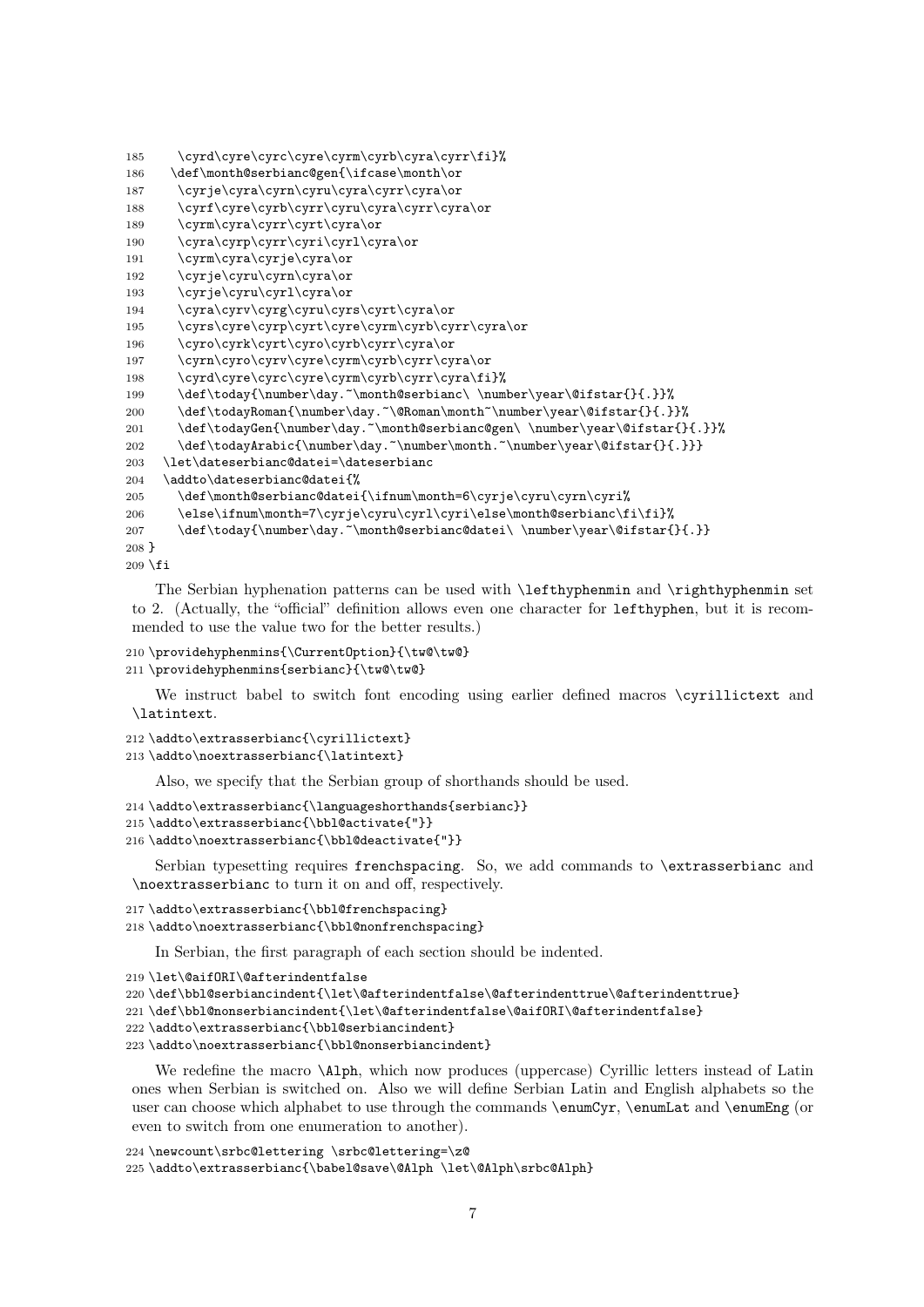```
185     \cyrd\cyre\cyrc\cyre\cyrm\cyrb\cyra\cyrr\fi}%
186    \def\month@serbianc@gen{\ifcase\month\or
187     \cyrje\cyra\cyrn\cyru\cyra\cyrr\cyra\or
188     \cyrf\cyre\cyrb\cyrr\cyru\cyra\cyrr\cyra\or
189     \cyrm\cyra\cyrr\cyrt\cyra\or
190     \cyra\cyrp\cyrr\cyri\cyrl\cyra\or
191     \cyrm\cyra\cyrje\cyra\or
192     \cyrje\cyru\cyrn\cyra\or
193     \cyrje\cyru\cyrl\cyra\or
194     \cyra\cyrv\cyrg\cyru\cyrs\cyrt\cyra\or
195     \cyrs\cyre\cyrp\cyrt\cyre\cyrm\cyrb\cyrr\cyra\or
196     \cyro\cyrk\cyrt\cyro\cyrb\cyrr\cyra\or
197     \cyrn\cyro\cyrv\cyre\cyrm\cyrb\cyrr\cyra\or
198     \cyrd\cyre\cyrc\cyre\cyrm\cyrb\cyrr\cyra\fi}%
199     \def\today{\number\day.~\month@serbianc\ \number\year\@ifstar{}{.}}%
200     \def\todayRoman{\number\day.~\@Roman\month~\number\year\@ifstar{}{.}}%
201     \def\todayGen{\number\day.~\month@serbianc@gen\ \number\year\@ifstar{}{.}}%
202     \def\todayArabic{\number\day.~\number\month.~\number\year\@ifstar{}{.}}}
203   \let\dateserbianc@datei=\dateserbianc
204   \addto\dateserbianc@datei{%
205     \def\month@serbianc@datei{\ifnum\month=6\cyrje\cyru\cyrn\cyri%
206     \else\ifnum\month=7\cyrje\cyru\cyrl\cyri\else\month@serbianc\fi\fi}%
207     \def\today{\number\day.~\month@serbianc@datei\ \number\year\@ifstar{}{.}}
208 }
209 \fi
```

The Serbian hyphenation patterns can be used with \lefthyphenmin and \righthyphenmin set to 2. (Actually, the "official" definition allows even one character for lefthyphen, but it is recommended to use the value two for the better results.)

```
210 \providehyphenmins{\CurrentOption}{\tw@\tw@}
211 \providehyphenmins{serbianc}{\tw@\tw@}
```

We instruct babel to switch font encoding using earlier defined macros \cyrillictext and \latintext.

```
212 \addto\extrasserbianc{\cyrillictext}
213 \addto\noextrasserbianc{\latintext}
```

Also, we specify that the Serbian group of shorthands should be used.

```
214 \addto\extrasserbianc{\languageshorthands{serbianc}}
215 \addto\extrasserbianc{\bbl@activate{"}}
216 \addto\noextrasserbianc{\bbl@deactivate{"}}
```

Serbian typesetting requires frenchspacing. So, we add commands to \extrasserbianc and \noextrasserbianc to turn it on and off, respectively.

```
217 \addto\extrasserbianc{\bbl@frenchspacing}
218 \addto\noextrasserbianc{\bbl@nonfrenchspacing}
```

In Serbian, the first paragraph of each section should be indented.

```
219 \let\@aifORI\@afterindentfalse
220 \def\bbl@serbiancindent{\let\@afterindentfalse\@afterindenttrue\@afterindenttrue}
221 \def\bbl@nonserbiancindent{\let\@afterindentfalse\@aifORI\@afterindentfalse}
222 \addto\extrasserbianc{\bbl@serbiancindent}
223 \addto\noextrasserbianc{\bbl@nonserbiancindent}
```

We redefine the macro \Alph, which now produces (uppercase) Cyrillic letters instead of Latin ones when Serbian is switched on. Also we will define Serbian Latin and English alphabets so the user can choose which alphabet to use through the commands \enumCyr, \enumLat and \enumEng (or even to switch from one enumeration to another).

```
224 \newcount\srbc@lettering \srbc@lettering=\z@
225 \addto\extrasserbianc{\babel@save\@Alph \let\@Alph\srbc@Alph}
```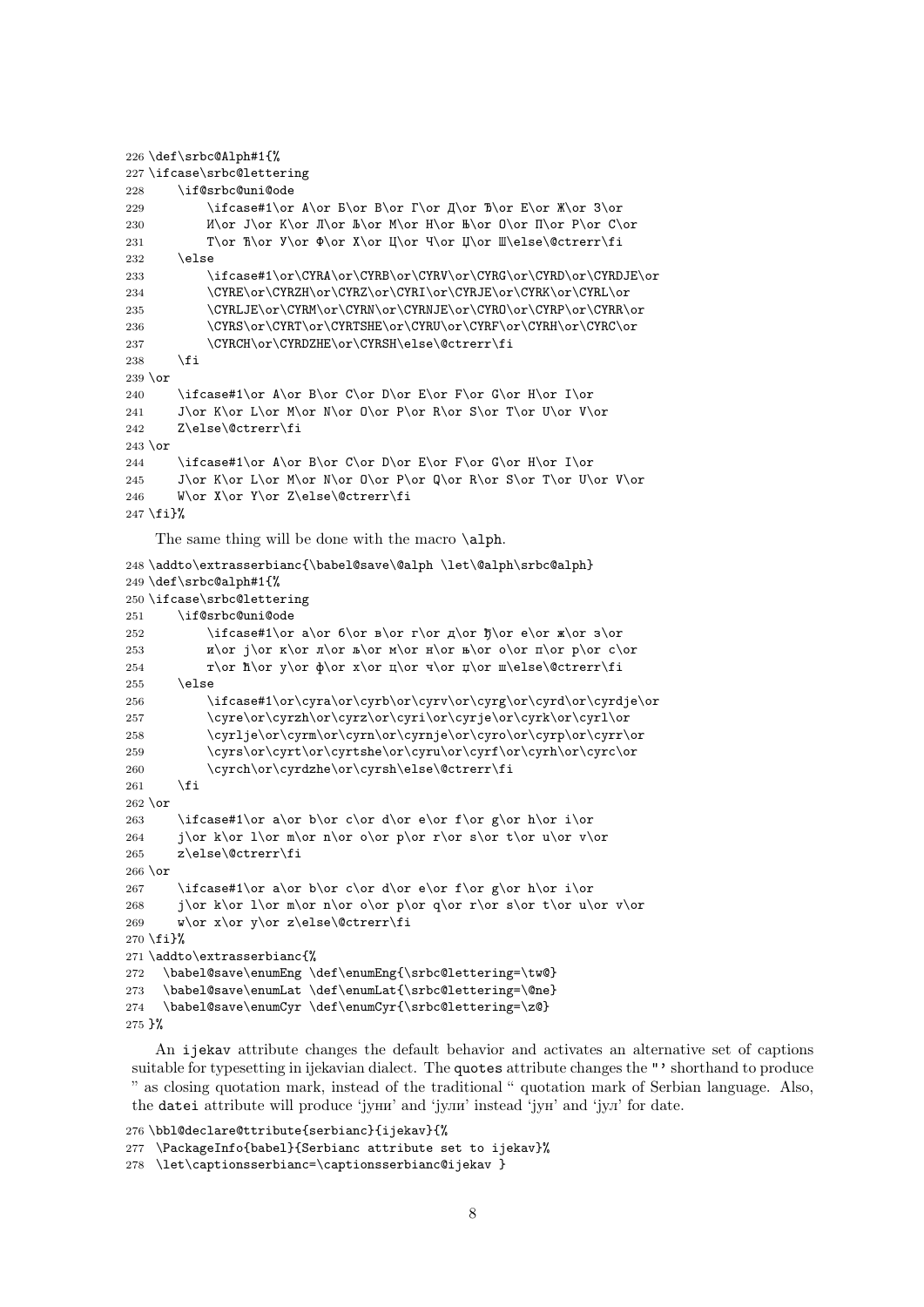```
226 \def\srbc@Alph#1{%
227 \ifcase\srbc@lettering
228     \if@srbc@uni@ode
229         \ifcase#1\or А\or Б\or В\or Г\or Д\or Ђ\or Е\or Ж\or З\or
230         И\or Ј\or К\or Л\or Љ\or М\or Н\or Њ\or О\or П\or Р\or С\or
231         Т\or Ћ\or У\or Ф\or Х\or Ц\or Ч\or Џ\or Ш\else\@ctrerr\fi
232     \else
233         \ifcase#1\or\CYRA\or\CYRB\or\CYRV\or\CYRG\or\CYRD\or\CYRDJE\or
234         \CYRE\or\CYRZH\or\CYRZ\or\CYRI\or\CYRJE\or\CYRK\or\CYRL\or
235         \CYRLJE\or\CYRM\or\CYRN\or\CYRNJE\or\CYRO\or\CYRP\or\CYRR\or
236         \CYRS\or\CYRT\or\CYRTSHE\or\CYRU\or\CYRF\or\CYRH\or\CYRC\or
237         \CYRCH\or\CYRDZHE\or\CYRSH\else\@ctrerr\fi
238     \fi
239 \or
240     \ifcase#1\or A\or B\or C\or D\or E\or F\or G\or H\or I\or
241     J\or K\or L\or M\or N\or O\or P\or R\or S\or T\or U\or V\or
242     Z\else\@ctrerr\fi
243 \or
244     \ifcase#1\or A\or B\or C\or D\or E\or F\or G\or H\or I\or
245     J\or K\or L\or M\or N\or O\or P\or Q\or R\or S\or T\or U\or V\or
246     W\or X\or Y\or Z\else\@ctrerr\fi
247 \fi}%
```

The same thing will be done with the macro `\alph`.

```
248 \addto\extrasserbianc{\babel@save\@alph \let\@alph\srbc@alph}
249 \def\srbc@alph#1{%
250 \ifcase\srbc@lettering
251     \if@srbc@uni@ode
252         \ifcase#1\or а\or б\or в\or г\or д\or ђ\or е\or ж\or з\or
253         и\or ј\or к\or л\or љ\or м\or н\or њ\or о\or п\or р\or с\or
254         т\or ћ\or у\or ф\or х\or ц\or ч\or џ\or ш\else\@ctrerr\fi
255     \else
256         \ifcase#1\or\cyra\or\cyrb\or\cyrv\or\cyrg\or\cyrd\or\cyrdje\or
257         \cyre\or\cyrzh\or\cyrz\or\cyri\or\cyrje\or\cyrk\or\cyrl\or
258         \cyrlje\or\cyrm\or\cyrn\or\cyrnje\or\cyro\or\cyrp\or\cyrr\or
259         \cyrs\or\cyrt\or\cyrtshe\or\cyru\or\cyrf\or\cyrh\or\cyrc\or
260         \cyrch\or\cyrdzhe\or\cyrsh\else\@ctrerr\fi
261     \fi
262 \or
263     \ifcase#1\or a\or b\or c\or d\or e\or f\or g\or h\or i\or
264     j\or k\or l\or m\or n\or o\or p\or r\or s\or t\or u\or v\or
265     z\else\@ctrerr\fi
266 \or
267     \ifcase#1\or a\or b\or c\or d\or e\or f\or g\or h\or i\or
268     j\or k\or l\or m\or n\or o\or p\or q\or r\or s\or t\or u\or v\or
269     w\or x\or y\or z\else\@ctrerr\fi
270 \fi}%
271 \addto\extrasserbianc{%
272   \babel@save\enumEng \def\enumEng{\srbc@lettering=\tw@}
273   \babel@save\enumLat \def\enumLat{\srbc@lettering=\@ne}
274   \babel@save\enumCyr \def\enumCyr{\srbc@lettering=\z@}
275 }%
```

An `ijekav` attribute changes the default behavior and activates an alternative set of captions suitable for typesetting in ijekavian dialect. The `quotes` attribute changes the `"'` shorthand to produce ” as closing quotation mark, instead of the traditional “ quotation mark of Serbian language. Also, the `datei` attribute will produce 'јуни' and 'јули' instead 'јун' and 'јул' for date.

```
276 \bbl@declare@ttribute{serbianc}{ijekav}{%
277   \PackageInfo{babel}{Serbianc attribute set to ijekav}%
278   \let\captionsserbianc=\captionsserbianc@ijekav }
```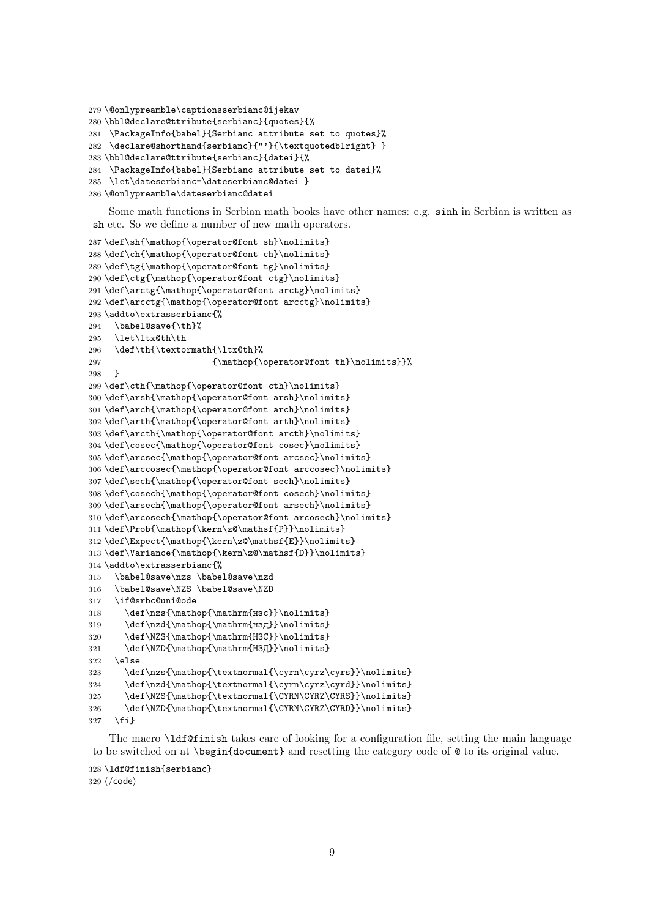```
279 \@onlypreamble\captionsserbianc@ijekav
280 \bbl@declare@ttribute{serbianc}{quotes}{%
281   \PackageInfo{babel}{Serbianc attribute set to quotes}%
282   \declare@shorthand{serbianc}{"'}{\textquotedblright} }
283 \bbl@declare@ttribute{serbianc}{datei}{%
284   \PackageInfo{babel}{Serbianc attribute set to datei}%
285   \let\dateserbianc=\dateserbianc@datei }
286 \@onlypreamble\dateserbianc@datei
```

Some math functions in Serbian math books have other names: e.g. `sinh` in Serbian is written as `sh` etc. So we define a number of new math operators.

```
287 \def\sh{\mathop{\operator@font sh}\nolimits}
288 \def\ch{\mathop{\operator@font ch}\nolimits}
289 \def\tg{\mathop{\operator@font tg}\nolimits}
290 \def\ctg{\mathop{\operator@font ctg}\nolimits}
291 \def\arctg{\mathop{\operator@font arctg}\nolimits}
292 \def\arcctg{\mathop{\operator@font arcctg}\nolimits}
293 \addto\extrasserbianc{%
294   \babel@save{\th}%
295   \let\ltx@th\th
296   \def\th{\textormath{\ltx@th}%
297                      {\mathop{\operator@font th}\nolimits}}%
298   }
299 \def\cth{\mathop{\operator@font cth}\nolimits}
300 \def\arsh{\mathop{\operator@font arsh}\nolimits}
301 \def\arch{\mathop{\operator@font arch}\nolimits}
302 \def\arth{\mathop{\operator@font arth}\nolimits}
303 \def\arcth{\mathop{\operator@font arcth}\nolimits}
304 \def\cosec{\mathop{\operator@font cosec}\nolimits}
305 \def\arcsec{\mathop{\operator@font arcsec}\nolimits}
306 \def\arccosec{\mathop{\operator@font arccosec}\nolimits}
307 \def\sech{\mathop{\operator@font sech}\nolimits}
308 \def\cosech{\mathop{\operator@font cosech}\nolimits}
309 \def\arsech{\mathop{\operator@font arsech}\nolimits}
310 \def\arcosech{\mathop{\operator@font arcosech}\nolimits}
311 \def\Prob{\mathop{\kern\z@\mathsf{P}}\nolimits}
312 \def\Expect{\mathop{\kern\z@\mathsf{E}}\nolimits}
313 \def\Variance{\mathop{\kern\z@\mathsf{D}}\nolimits}
314 \addto\extrasserbianc{%
315   \babel@save\nzs \babel@save\nzd
316   \babel@save\NZS \babel@save\NZD
317   \if@srbc@uni@ode
318     \def\nzs{\mathop{\mathrm{нзс}}\nolimits}
319     \def\nzd{\mathop{\mathrm{нзд}}\nolimits}
320     \def\NZS{\mathop{\mathrm{НЗС}}\nolimits}
321     \def\NZD{\mathop{\mathrm{НЗД}}\nolimits}
322   \else
323     \def\nzs{\mathop{\textnormal{\cyrn\cyrz\cyrs}}\nolimits}
324     \def\nzd{\mathop{\textnormal{\cyrn\cyrz\cyrd}}\nolimits}
325     \def\NZS{\mathop{\textnormal{\CYRN\CYRZ\CYRS}}\nolimits}
326     \def\NZD{\mathop{\textnormal{\CYRN\CYRZ\CYRD}}\nolimits}
327   \fi}
```

The macro `\ldf@finish` takes care of looking for a configuration file, setting the main language to be switched on at `\begin{document}` and resetting the category code of `@` to its original value.

```
328 \ldf@finish{serbianc}
329 ⟨/code⟩
```